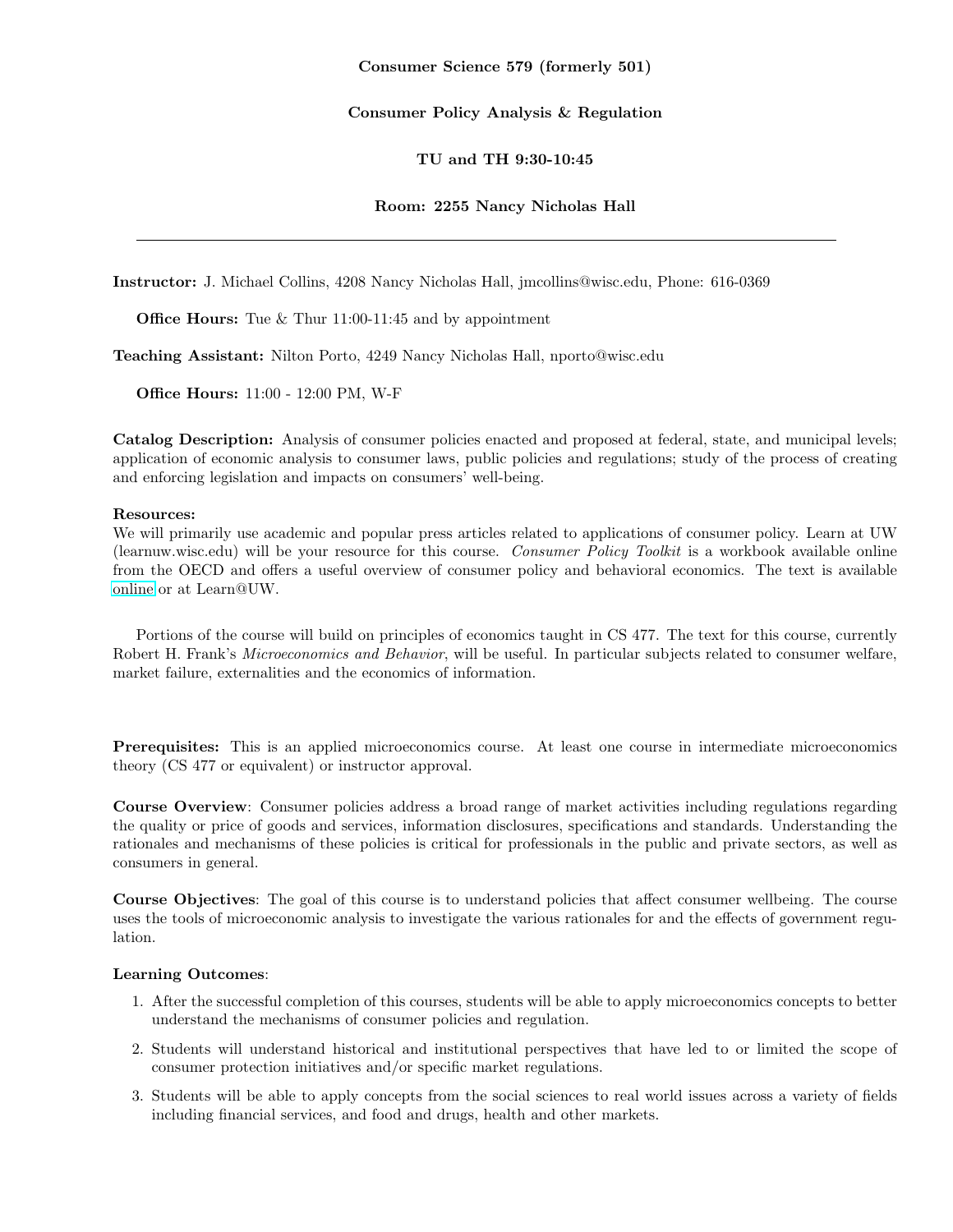**Consumer Science 579 (formerly 501)**

**Consumer Policy Analysis & Regulation**

**TU and TH 9:30-10:45**

**Room: 2255 Nancy Nicholas Hall**

---

**Instructor:** J. Michael Collins, 4208 Nancy Nicholas Hall, jmcollins@wisc.edu, Phone: 616-0369

**Office Hours:** Tue & Thur 11:00-11:45 and by appointment

**Teaching Assistant:** Nilton Porto, 4249 Nancy Nicholas Hall, nporto@wisc.edu

**Office Hours:** 11:00 - 12:00 PM, W-F

**Catalog Description:** Analysis of consumer policies enacted and proposed at federal, state, and municipal levels; application of economic analysis to consumer laws, public policies and regulations; study of the process of creating and enforcing legislation and impacts on consumers' well-being.

**Resources:**
We will primarily use academic and popular press articles related to applications of consumer policy. Learn at UW (learnuw.wisc.edu) will be your resource for this course. *Consumer Policy Toolkit* is a workbook available online from the OECD and offers a useful overview of consumer policy and behavioral economics. The text is available online or at Learn@UW.

Portions of the course will build on principles of economics taught in CS 477. The text for this course, currently Robert H. Frank's *Microeconomics and Behavior*, will be useful. In particular subjects related to consumer welfare, market failure, externalities and the economics of information.

**Prerequisites:** This is an applied microeconomics course. At least one course in intermediate microeconomics theory (CS 477 or equivalent) or instructor approval.

**Course Overview**: Consumer policies address a broad range of market activities including regulations regarding the quality or price of goods and services, information disclosures, specifications and standards. Understanding the rationales and mechanisms of these policies is critical for professionals in the public and private sectors, as well as consumers in general.

**Course Objectives**: The goal of this course is to understand policies that affect consumer wellbeing. The course uses the tools of microeconomic analysis to investigate the various rationales for and the effects of government regulation.

**Learning Outcomes**:

1. After the successful completion of this courses, students will be able to apply microeconomics concepts to better understand the mechanisms of consumer policies and regulation.
2. Students will understand historical and institutional perspectives that have led to or limited the scope of consumer protection initiatives and/or specific market regulations.
3. Students will be able to apply concepts from the social sciences to real world issues across a variety of fields including financial services, and food and drugs, health and other markets.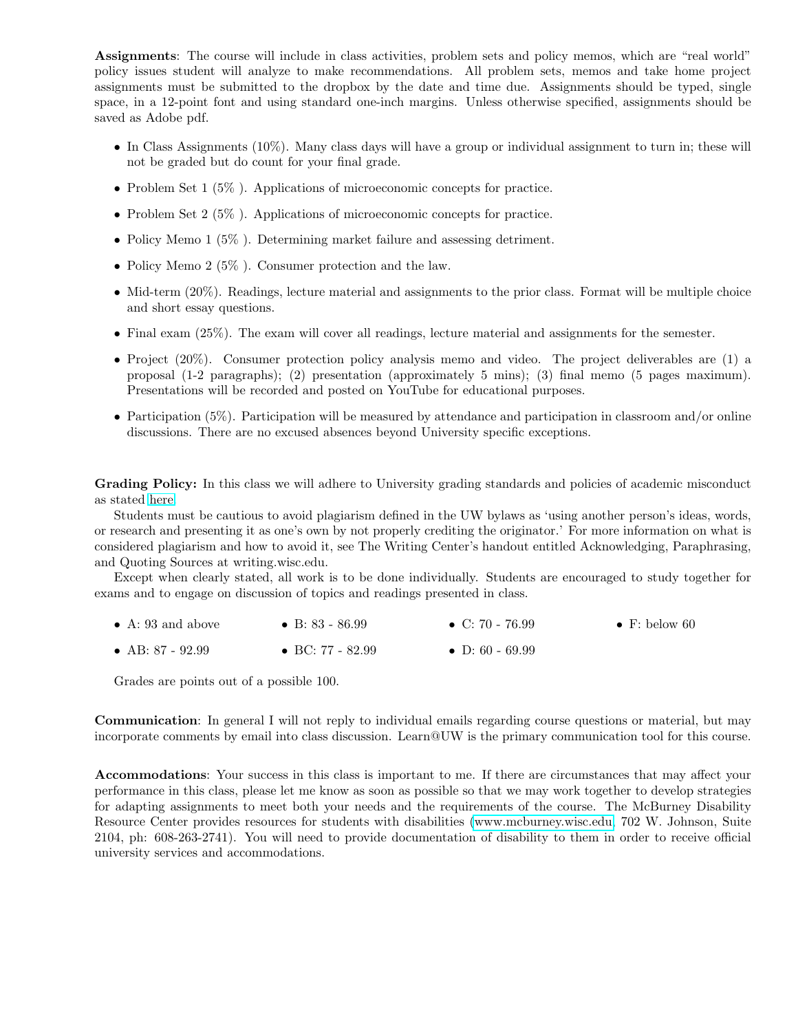**Assignments**: The course will include in class activities, problem sets and policy memos, which are "real world" policy issues student will analyze to make recommendations. All problem sets, memos and take home project assignments must be submitted to the dropbox by the date and time due. Assignments should be typed, single space, in a 12-point font and using standard one-inch margins. Unless otherwise specified, assignments should be saved as Adobe pdf.

- In Class Assignments (10%). Many class days will have a group or individual assignment to turn in; these will not be graded but do count for your final grade.
- Problem Set 1 (5% ). Applications of microeconomic concepts for practice.
- Problem Set 2 (5% ). Applications of microeconomic concepts for practice.
- Policy Memo 1 (5% ). Determining market failure and assessing detriment.
- Policy Memo 2 (5% ). Consumer protection and the law.
- Mid-term (20%). Readings, lecture material and assignments to the prior class. Format will be multiple choice and short essay questions.
- Final exam (25%). The exam will cover all readings, lecture material and assignments for the semester.
- Project (20%). Consumer protection policy analysis memo and video. The project deliverables are (1) a proposal (1-2 paragraphs); (2) presentation (approximately 5 mins); (3) final memo (5 pages maximum). Presentations will be recorded and posted on YouTube for educational purposes.
- Participation (5%). Participation will be measured by attendance and participation in classroom and/or online discussions. There are no excused absences beyond University specific exceptions.

**Grading Policy:** In this class we will adhere to University grading standards and policies of academic misconduct as stated here

Students must be cautious to avoid plagiarism defined in the UW bylaws as 'using another person's ideas, words, or research and presenting it as one's own by not properly crediting the originator.' For more information on what is considered plagiarism and how to avoid it, see The Writing Center's handout entitled Acknowledging, Paraphrasing, and Quoting Sources at writing.wisc.edu.

Except when clearly stated, all work is to be done individually. Students are encouraged to study together for exams and to engage on discussion of topics and readings presented in class.

- A: 93 and above
- AB: 87 - 92.99
- B: 83 - 86.99
- BC: 77 - 82.99
- C: 70 - 76.99
- D: 60 - 69.99
- F: below 60

Grades are points out of a possible 100.

**Communication**: In general I will not reply to individual emails regarding course questions or material, but may incorporate comments by email into class discussion. Learn@UW is the primary communication tool for this course.

**Accommodations**: Your success in this class is important to me. If there are circumstances that may affect your performance in this class, please let me know as soon as possible so that we may work together to develop strategies for adapting assignments to meet both your needs and the requirements of the course. The McBurney Disability Resource Center provides resources for students with disabilities (www.mcburney.wisc.edu, 702 W. Johnson, Suite 2104, ph: 608-263-2741). You will need to provide documentation of disability to them in order to receive official university services and accommodations.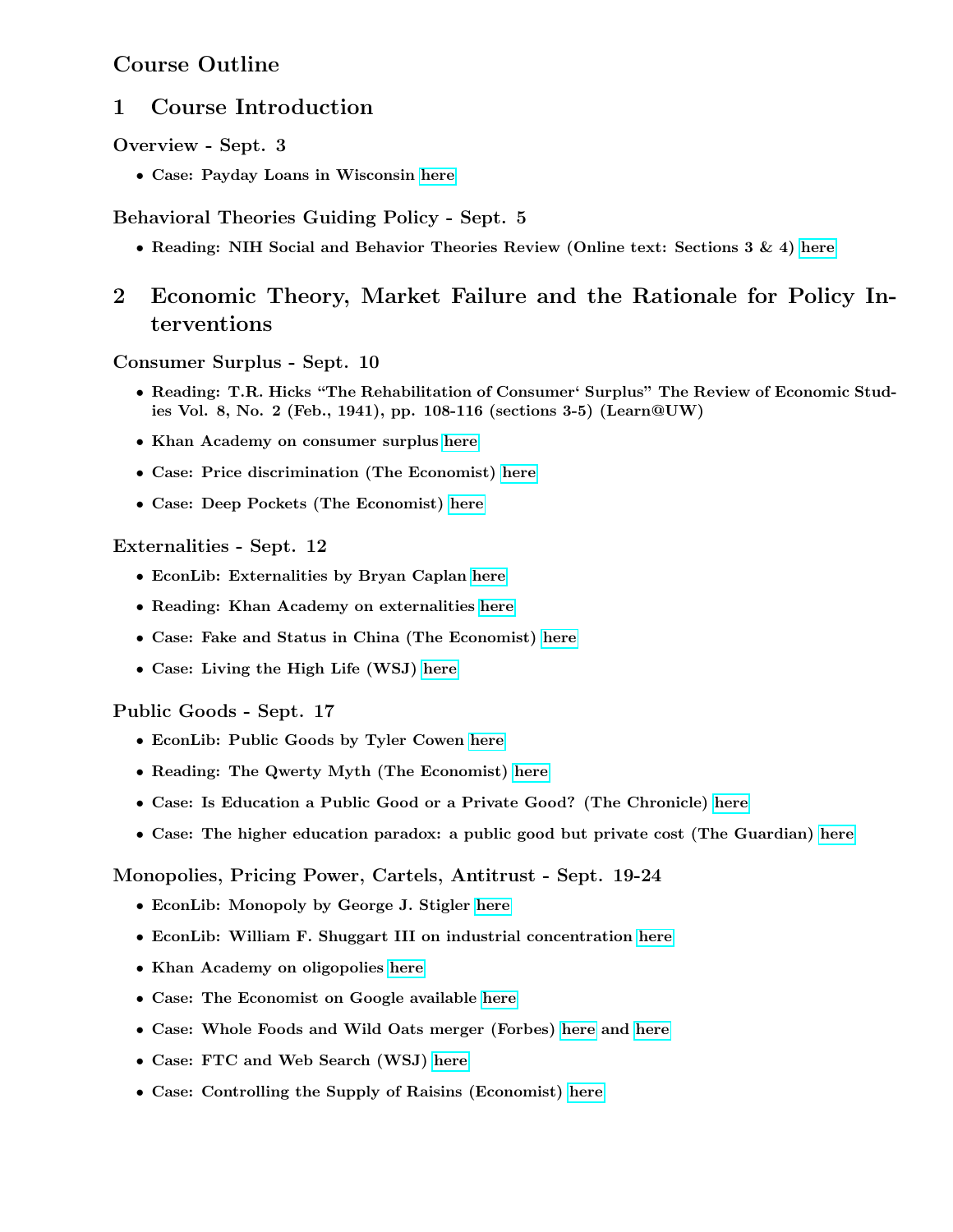# Course Outline

## 1 Course Introduction

### Overview - Sept. 3

- Case: Payday Loans in Wisconsin here

### Behavioral Theories Guiding Policy - Sept. 5

- Reading: NIH Social and Behavior Theories Review (Online text: Sections 3 & 4) here

## 2 Economic Theory, Market Failure and the Rationale for Policy Interventions

### Consumer Surplus - Sept. 10

- Reading: T.R. Hicks "The Rehabilitation of Consumer' Surplus" The Review of Economic Studies Vol. 8, No. 2 (Feb., 1941), pp. 108-116 (sections 3-5) (Learn@UW)
- Khan Academy on consumer surplus here
- Case: Price discrimination (The Economist) here
- Case: Deep Pockets (The Economist) here

### Externalities - Sept. 12

- EconLib: Externalities by Bryan Caplan here
- Reading: Khan Academy on externalities here
- Case: Fake and Status in China (The Economist) here
- Case: Living the High Life (WSJ) here

### Public Goods - Sept. 17

- EconLib: Public Goods by Tyler Cowen here
- Reading: The Qwerty Myth (The Economist) here
- Case: Is Education a Public Good or a Private Good? (The Chronicle) here
- Case: The higher education paradox: a public good but private cost (The Guardian) here

### Monopolies, Pricing Power, Cartels, Antitrust - Sept. 19-24

- EconLib: Monopoly by George J. Stigler here
- EconLib: William F. Shuggart III on industrial concentration here
- Khan Academy on oligopolies here
- Case: The Economist on Google available here
- Case: Whole Foods and Wild Oats merger (Forbes) here and here
- Case: FTC and Web Search (WSJ) here
- Case: Controlling the Supply of Raisins (Economist) here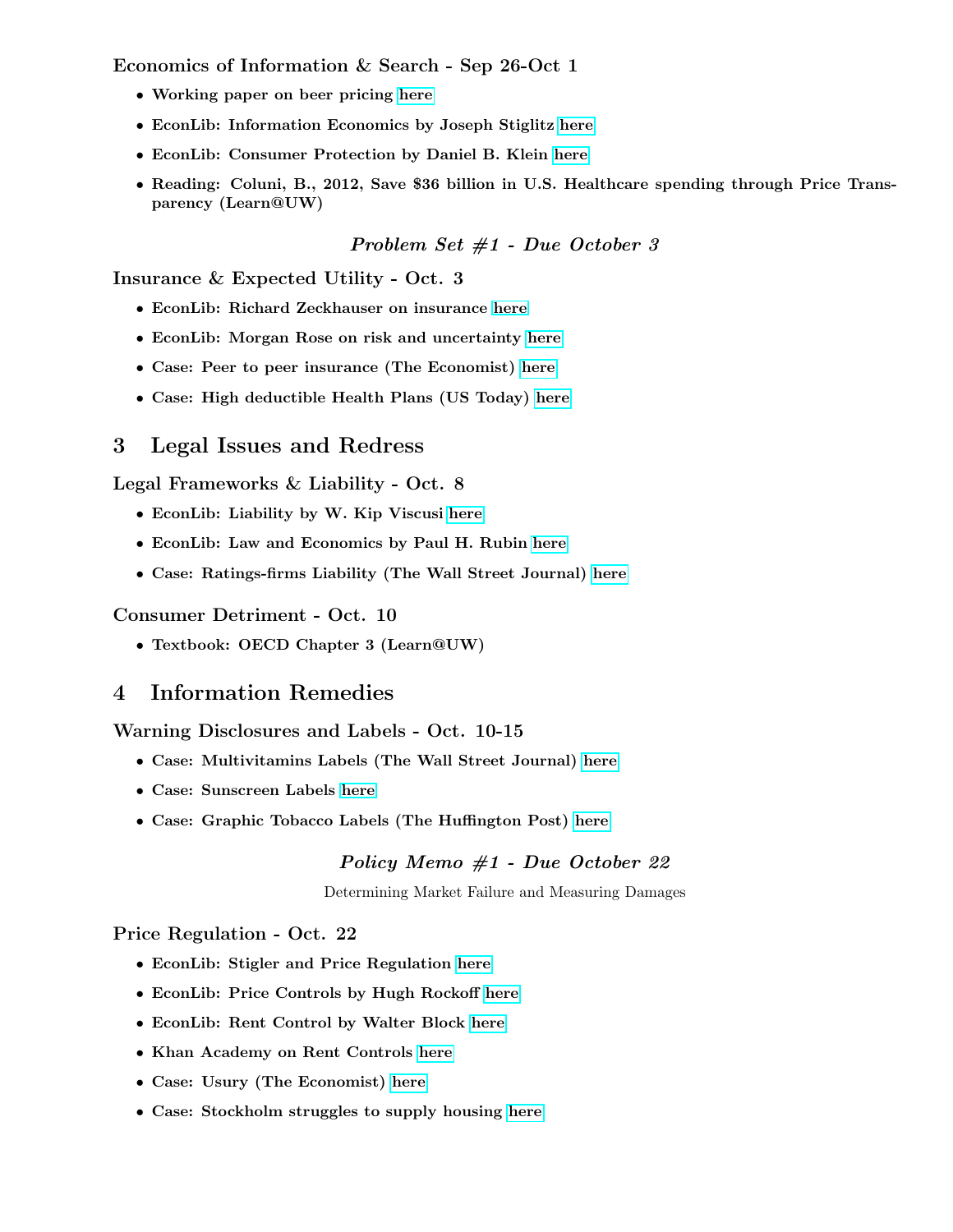### Economics of Information & Search - Sep 26-Oct 1

- **Working paper on beer pricing here**
- **EconLib: Information Economics by Joseph Stiglitz here**
- **EconLib: Consumer Protection by Daniel B. Klein here**
- **Reading: Coluni, B., 2012, Save $36 billion in U.S. Healthcare spending through Price Transparency (Learn@UW)**

***Problem Set #1 - Due October 3***

### Insurance & Expected Utility - Oct. 3

- **EconLib: Richard Zeckhauser on insurance here**
- **EconLib: Morgan Rose on risk and uncertainty here**
- **Case: Peer to peer insurance (The Economist) here**
- **Case: High deductible Health Plans (US Today) here**

## 3 Legal Issues and Redress

### Legal Frameworks & Liability - Oct. 8

- **EconLib: Liability by W. Kip Viscusi here**
- **EconLib: Law and Economics by Paul H. Rubin here**
- **Case: Ratings-firms Liability (The Wall Street Journal) here**

### Consumer Detriment - Oct. 10

- **Textbook: OECD Chapter 3 (Learn@UW)**

## 4 Information Remedies

### Warning Disclosures and Labels - Oct. 10-15

- **Case: Multivitamins Labels (The Wall Street Journal) here**
- **Case: Sunscreen Labels here**
- **Case: Graphic Tobacco Labels (The Huffington Post) here**

***Policy Memo #1 - Due October 22***

Determining Market Failure and Measuring Damages

### Price Regulation - Oct. 22

- **EconLib: Stigler and Price Regulation here**
- **EconLib: Price Controls by Hugh Rockoff here**
- **EconLib: Rent Control by Walter Block here**
- **Khan Academy on Rent Controls here**
- **Case: Usury (The Economist) here**
- **Case: Stockholm struggles to supply housing here**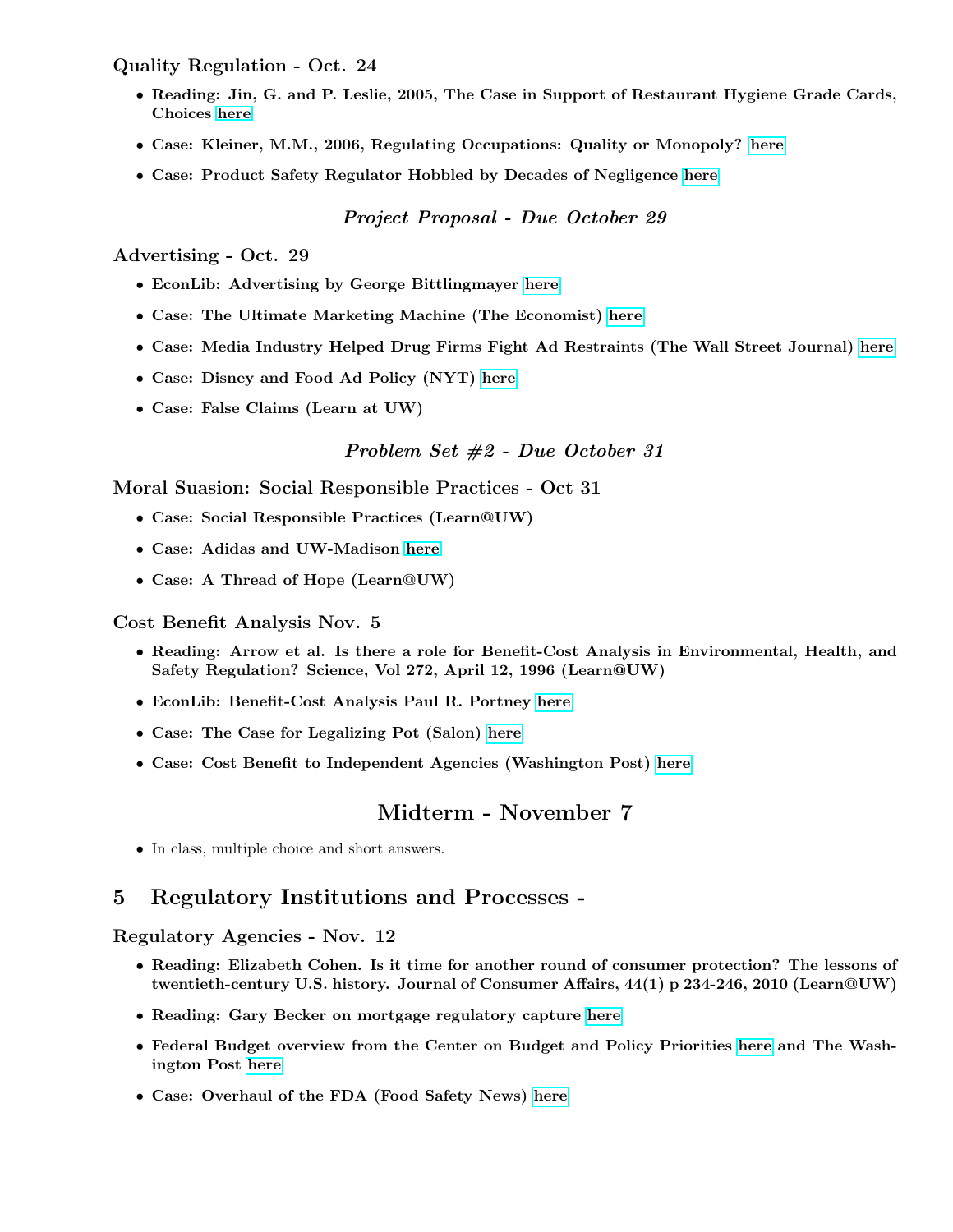### Quality Regulation - Oct. 24

- **Reading: Jin, G. and P. Leslie, 2005, The Case in Support of Restaurant Hygiene Grade Cards, Choices** here
- **Case: Kleiner, M.M., 2006, Regulating Occupations: Quality or Monopoly?** here
- **Case: Product Safety Regulator Hobbled by Decades of Negligence** here

*Project Proposal - Due October 29*

### Advertising - Oct. 29

- **EconLib: Advertising by George Bittlingmayer** here
- **Case: The Ultimate Marketing Machine (The Economist)** here
- **Case: Media Industry Helped Drug Firms Fight Ad Restraints (The Wall Street Journal)** here
- **Case: Disney and Food Ad Policy (NYT)** here
- **Case: False Claims (Learn at UW)**

*Problem Set #2 - Due October 31*

### Moral Suasion: Social Responsible Practices - Oct 31

- **Case: Social Responsible Practices (Learn@UW)**
- **Case: Adidas and UW-Madison** here
- **Case: A Thread of Hope (Learn@UW)**

### Cost Benefit Analysis Nov. 5

- **Reading: Arrow et al. Is there a role for Benefit-Cost Analysis in Environmental, Health, and Safety Regulation? Science, Vol 272, April 12, 1996 (Learn@UW)**
- **EconLib: Benefit-Cost Analysis Paul R. Portney** here
- **Case: The Case for Legalizing Pot (Salon)** here
- **Case: Cost Benefit to Independent Agencies (Washington Post)** here

## Midterm - November 7

- In class, multiple choice and short answers.

## 5 Regulatory Institutions and Processes -

### Regulatory Agencies - Nov. 12

- **Reading: Elizabeth Cohen. Is it time for another round of consumer protection? The lessons of twentieth-century U.S. history. Journal of Consumer Affairs, 44(1) p 234-246, 2010 (Learn@UW)**
- **Reading: Gary Becker on mortgage regulatory capture** here
- **Federal Budget overview from the Center on Budget and Policy Priorities** here **and The Washington Post** here
- **Case: Overhaul of the FDA (Food Safety News)** here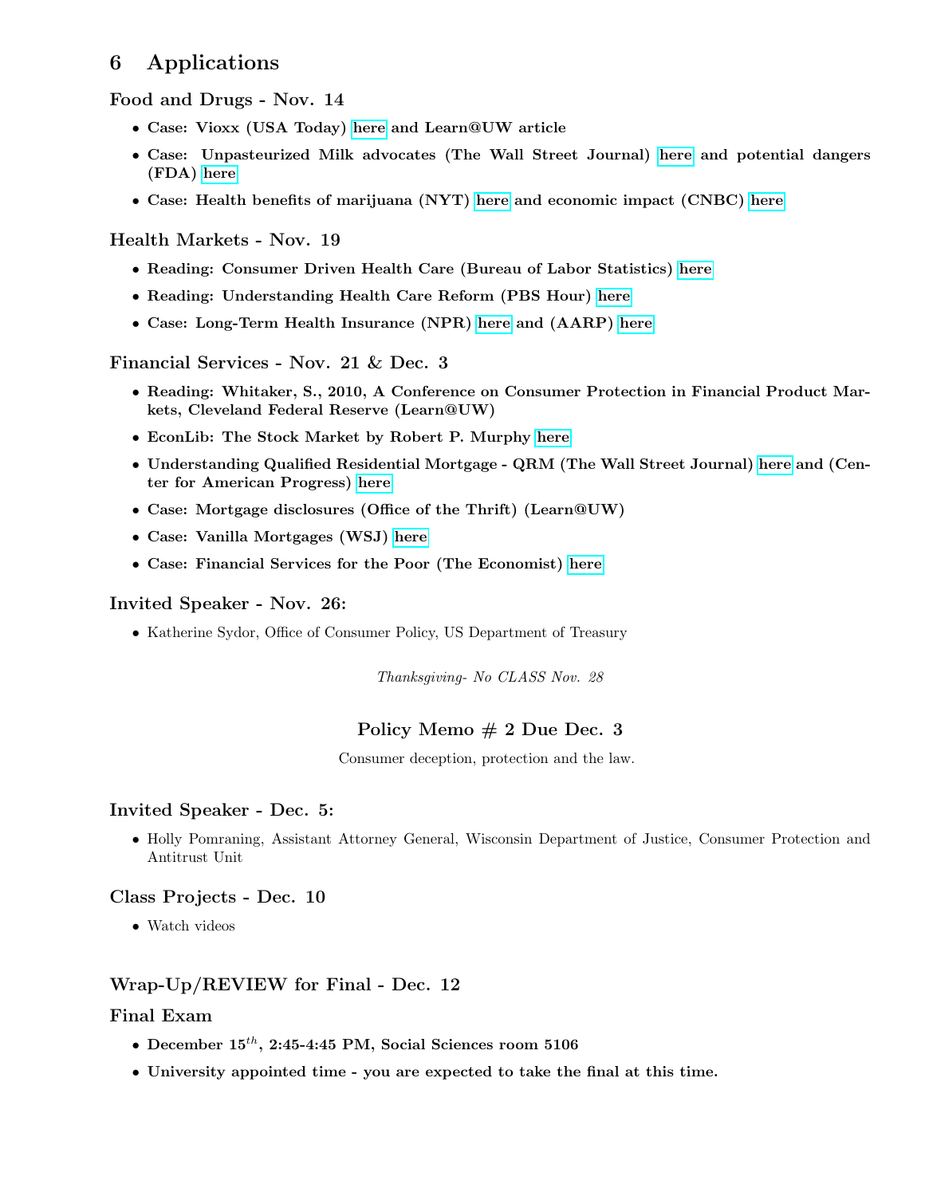## 6 Applications

### Food and Drugs - Nov. 14

- **Case: Vioxx (USA Today) here and Learn@UW article**
- **Case: Unpasteurized Milk advocates (The Wall Street Journal) here and potential dangers (FDA) here**
- **Case: Health benefits of marijuana (NYT) here and economic impact (CNBC) here**

### Health Markets - Nov. 19

- **Reading: Consumer Driven Health Care (Bureau of Labor Statistics) here**
- **Reading: Understanding Health Care Reform (PBS Hour) here**
- **Case: Long-Term Health Insurance (NPR) here and (AARP) here**

### Financial Services - Nov. 21 & Dec. 3

- **Reading: Whitaker, S., 2010, A Conference on Consumer Protection in Financial Product Markets, Cleveland Federal Reserve (Learn@UW)**
- **EconLib: The Stock Market by Robert P. Murphy here**
- **Understanding Qualified Residential Mortgage - QRM (The Wall Street Journal) here and (Center for American Progress) here**
- **Case: Mortgage disclosures (Office of the Thrift) (Learn@UW)**
- **Case: Vanilla Mortgages (WSJ) here**
- **Case: Financial Services for the Poor (The Economist) here**

### Invited Speaker - Nov. 26:

- Katherine Sydor, Office of Consumer Policy, US Department of Treasury

*Thanksgiving- No CLASS Nov. 28*

**Policy Memo # 2 Due Dec. 3**

Consumer deception, protection and the law.

### Invited Speaker - Dec. 5:

- Holly Pomraning, Assistant Attorney General, Wisconsin Department of Justice, Consumer Protection and Antitrust Unit

### Class Projects - Dec. 10

- Watch videos

### Wrap-Up/REVIEW for Final - Dec. 12

### Final Exam

- **December 15$^{th}$, 2:45-4:45 PM, Social Sciences room 5106**
- **University appointed time - you are expected to take the final at this time.**